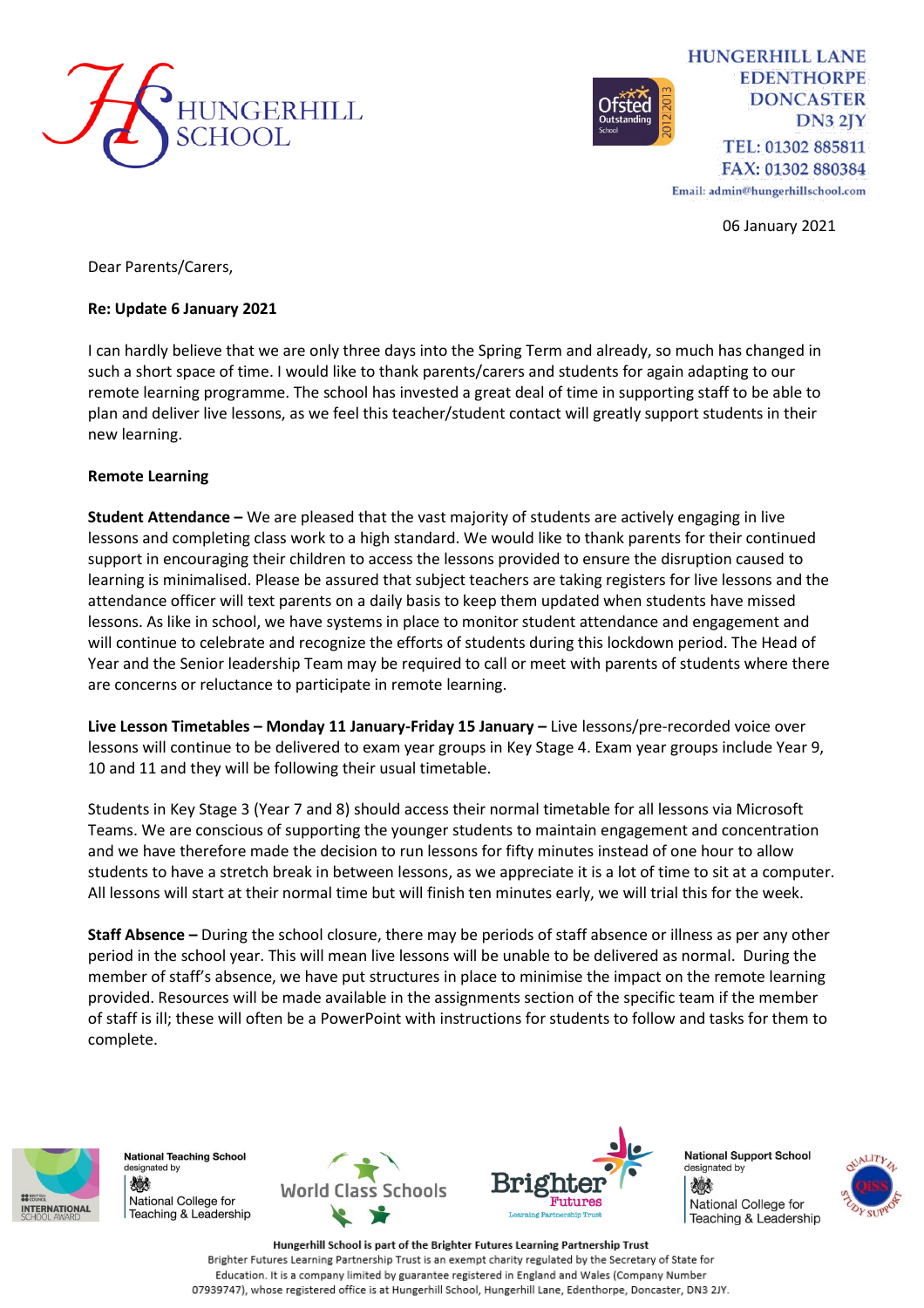HUNGERHILL SCHOOL

HUNGERHILL LANE
EDENTHORPE
DONCASTER
DN3 2JY
TEL: 01302 885811
FAX: 01302 880384
Email: admin@hungerhillschool.com

06 January 2021

Dear Parents/Carers,

**Re: Update 6 January 2021**

I can hardly believe that we are only three days into the Spring Term and already, so much has changed in such a short space of time. I would like to thank parents/carers and students for again adapting to our remote learning programme. The school has invested a great deal of time in supporting staff to be able to plan and deliver live lessons, as we feel this teacher/student contact will greatly support students in their new learning.

**Remote Learning**

**Student Attendance –** We are pleased that the vast majority of students are actively engaging in live lessons and completing class work to a high standard. We would like to thank parents for their continued support in encouraging their children to access the lessons provided to ensure the disruption caused to learning is minimalised. Please be assured that subject teachers are taking registers for live lessons and the attendance officer will text parents on a daily basis to keep them updated when students have missed lessons. As like in school, we have systems in place to monitor student attendance and engagement and will continue to celebrate and recognize the efforts of students during this lockdown period. The Head of Year and the Senior leadership Team may be required to call or meet with parents of students where there are concerns or reluctance to participate in remote learning.

**Live Lesson Timetables – Monday 11 January-Friday 15 January –** Live lessons/pre-recorded voice over lessons will continue to be delivered to exam year groups in Key Stage 4. Exam year groups include Year 9, 10 and 11 and they will be following their usual timetable.

Students in Key Stage 3 (Year 7 and 8) should access their normal timetable for all lessons via Microsoft Teams. We are conscious of supporting the younger students to maintain engagement and concentration and we have therefore made the decision to run lessons for fifty minutes instead of one hour to allow students to have a stretch break in between lessons, as we appreciate it is a lot of time to sit at a computer. All lessons will start at their normal time but will finish ten minutes early, we will trial this for the week.

**Staff Absence –** During the school closure, there may be periods of staff absence or illness as per any other period in the school year. This will mean live lessons will be unable to be delivered as normal. During the member of staff's absence, we have put structures in place to minimise the impact on the remote learning provided. Resources will be made available in the assignments section of the specific team if the member of staff is ill; these will often be a PowerPoint with instructions for students to follow and tasks for them to complete.

**Hungerhill School is part of the Brighter Futures Learning Partnership Trust**
Brighter Futures Learning Partnership Trust is an exempt charity regulated by the Secretary of State for Education. It is a company limited by guarantee registered in England and Wales (Company Number 07939747), whose registered office is at Hungerhill School, Hungerhill Lane, Edenthorpe, Doncaster, DN3 2JY.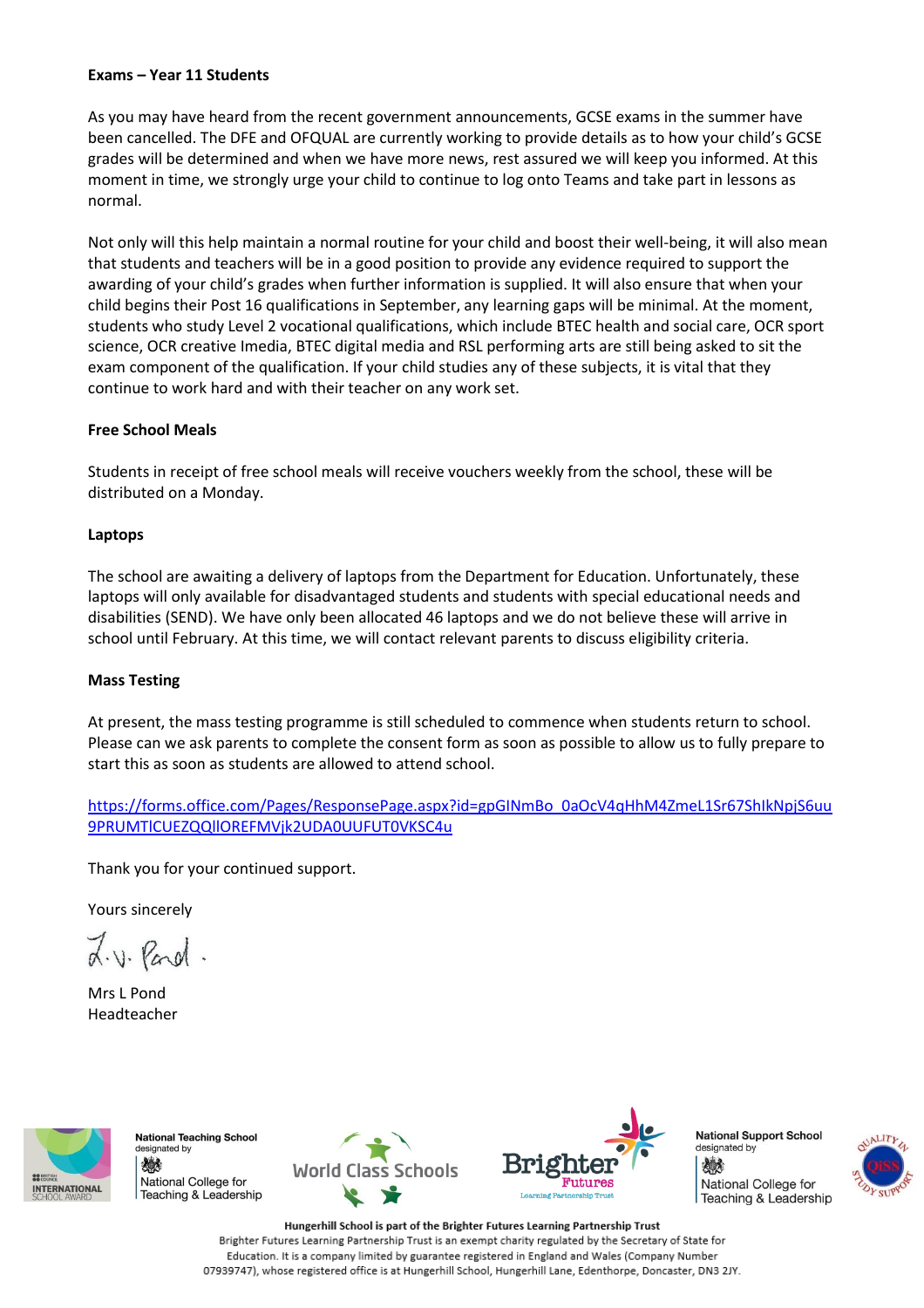**Exams – Year 11 Students**

As you may have heard from the recent government announcements, GCSE exams in the summer have been cancelled. The DFE and OFQUAL are currently working to provide details as to how your child's GCSE grades will be determined and when we have more news, rest assured we will keep you informed. At this moment in time, we strongly urge your child to continue to log onto Teams and take part in lessons as normal.

Not only will this help maintain a normal routine for your child and boost their well-being, it will also mean that students and teachers will be in a good position to provide any evidence required to support the awarding of your child's grades when further information is supplied. It will also ensure that when your child begins their Post 16 qualifications in September, any learning gaps will be minimal. At the moment, students who study Level 2 vocational qualifications, which include BTEC health and social care, OCR sport science, OCR creative Imedia, BTEC digital media and RSL performing arts are still being asked to sit the exam component of the qualification. If your child studies any of these subjects, it is vital that they continue to work hard and with their teacher on any work set.

**Free School Meals**

Students in receipt of free school meals will receive vouchers weekly from the school, these will be distributed on a Monday.

**Laptops**

The school are awaiting a delivery of laptops from the Department for Education. Unfortunately, these laptops will only available for disadvantaged students and students with special educational needs and disabilities (SEND). We have only been allocated 46 laptops and we do not believe these will arrive in school until February. At this time, we will contact relevant parents to discuss eligibility criteria.

**Mass Testing**

At present, the mass testing programme is still scheduled to commence when students return to school. Please can we ask parents to complete the consent form as soon as possible to allow us to fully prepare to start this as soon as students are allowed to attend school.

https://forms.office.com/Pages/ResponsePage.aspx?id=gpGINmBo_0aOcV4qHhM4ZmeL1Sr67ShIkNpjS6uu9PRUMTlCUEZQQlIOREFMVjk2UDA0UUFUT0VKSC4u

Thank you for your continued support.

Yours sincerely

Mrs L Pond
Headteacher

National Teaching School designated by National College for Teaching & Leadership

World Class Schools

Brighter Futures Learning Partnership Trust

National Support School designated by National College for Teaching & Leadership

**Hungerhill School is part of the Brighter Futures Learning Partnership Trust**
Brighter Futures Learning Partnership Trust is an exempt charity regulated by the Secretary of State for Education. It is a company limited by guarantee registered in England and Wales (Company Number 07939747), whose registered office is at Hungerhill School, Hungerhill Lane, Edenthorpe, Doncaster, DN3 2JY.